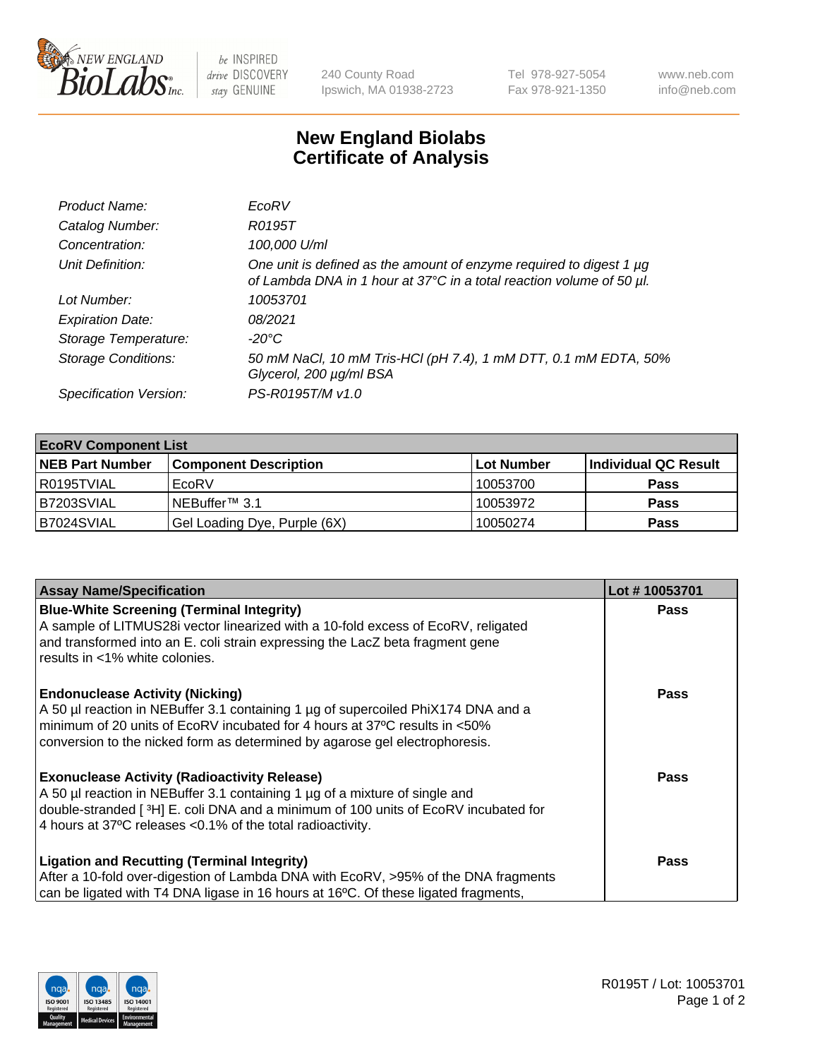# New England Biolabs Certificate of Analysis

| | |
|---|---|
| *Product Name:* | *EcoRV* |
| *Catalog Number:* | *R0195T* |
| *Concentration:* | *100,000 U/ml* |
| *Unit Definition:* | *One unit is defined as the amount of enzyme required to digest 1 µg of Lambda DNA in 1 hour at 37°C in a total reaction volume of 50 µl.* |
| *Lot Number:* | *10053701* |
| *Expiration Date:* | *08/2021* |
| *Storage Temperature:* | *-20°C* |
| *Storage Conditions:* | *50 mM NaCl, 10 mM Tris-HCl (pH 7.4), 1 mM DTT, 0.1 mM EDTA, 50% Glycerol, 200 µg/ml BSA* |
| *Specification Version:* | *PS-R0195T/M v1.0* |

| **EcoRV Component List** | | | |
|---|---|---|---|
| **NEB Part Number** | **Component Description** | **Lot Number** | **Individual QC Result** |
| R0195TVIAL | EcoRV | 10053700 | **Pass** |
| B7203SVIAL | NEBuffer™ 3.1 | 10053972 | **Pass** |
| B7024SVIAL | Gel Loading Dye, Purple (6X) | 10050274 | **Pass** |

| **Assay Name/Specification** | **Lot # 10053701** |
|---|---|
| **Blue-White Screening (Terminal Integrity)** A sample of LITMUS28i vector linearized with a 10-fold excess of EcoRV, religated and transformed into an E. coli strain expressing the LacZ beta fragment gene results in <1% white colonies. | **Pass** |
| **Endonuclease Activity (Nicking)** A 50 µl reaction in NEBuffer 3.1 containing 1 µg of supercoiled PhiX174 DNA and a minimum of 20 units of EcoRV incubated for 4 hours at 37ºC results in <50% conversion to the nicked form as determined by agarose gel electrophoresis. | **Pass** |
| **Exonuclease Activity (Radioactivity Release)** A 50 µl reaction in NEBuffer 3.1 containing 1 µg of a mixture of single and double-stranded [$^3$H] E. coli DNA and a minimum of 100 units of EcoRV incubated for 4 hours at 37ºC releases <0.1% of the total radioactivity. | **Pass** |
| **Ligation and Recutting (Terminal Integrity)** After a 10-fold over-digestion of Lambda DNA with EcoRV, >95% of the DNA fragments can be ligated with T4 DNA ligase in 16 hours at 16ºC. Of these ligated fragments, | **Pass** |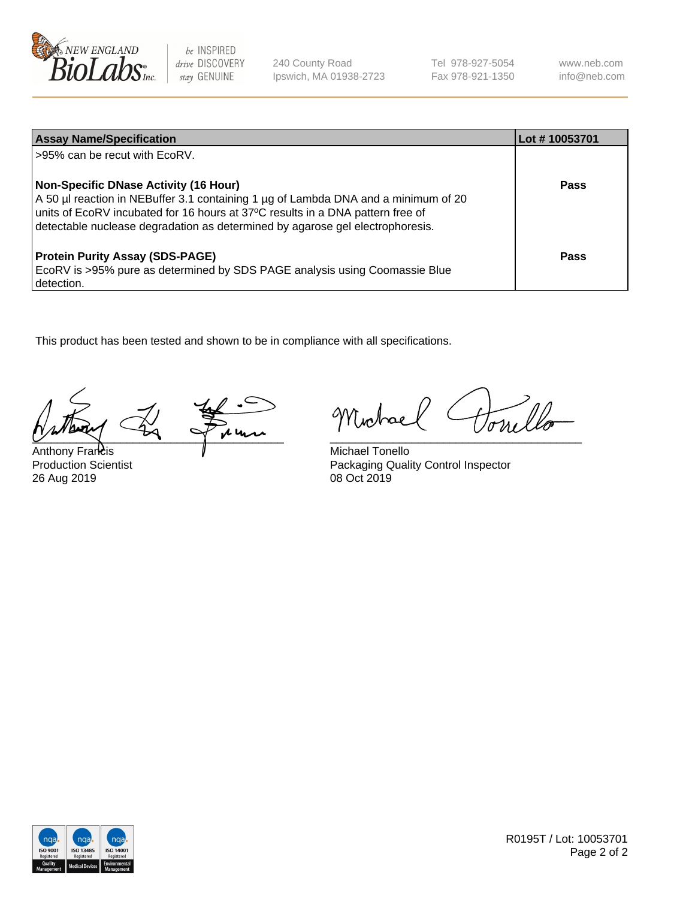| Assay Name/Specification | Lot # 10053701 |
|---|---|
| >95% can be recut with EcoRV. | |
| **Non-Specific DNase Activity (16 Hour)**<br>A 50 µl reaction in NEBuffer 3.1 containing 1 µg of Lambda DNA and a minimum of 20 units of EcoRV incubated for 16 hours at 37ºC results in a DNA pattern free of detectable nuclease degradation as determined by agarose gel electrophoresis. | **Pass** |
| **Protein Purity Assay (SDS-PAGE)**<br>EcoRV is >95% pure as determined by SDS PAGE analysis using Coomassie Blue detection. | **Pass** |

This product has been tested and shown to be in compliance with all specifications.

Anthony Francis
Production Scientist
26 Aug 2019

Michael Tonello
Packaging Quality Control Inspector
08 Oct 2019

R0195T / Lot: 10053701